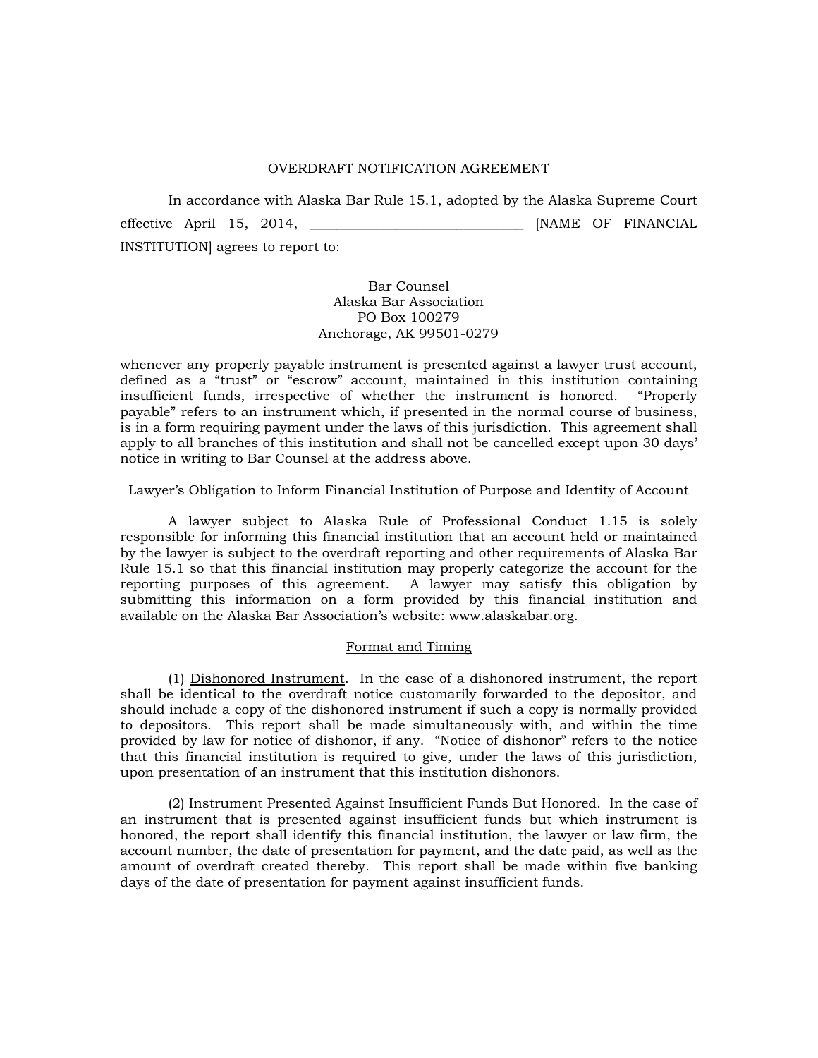# OVERDRAFT NOTIFICATION AGREEMENT

In accordance with Alaska Bar Rule 15.1, adopted by the Alaska Supreme Court effective April 15, 2014, ______________________________ [NAME OF FINANCIAL INSTITUTION] agrees to report to:

Bar Counsel
Alaska Bar Association
PO Box 100279
Anchorage, AK 99501-0279

whenever any properly payable instrument is presented against a lawyer trust account, defined as a "trust" or "escrow" account, maintained in this institution containing insufficient funds, irrespective of whether the instrument is honored. "Properly payable" refers to an instrument which, if presented in the normal course of business, is in a form requiring payment under the laws of this jurisdiction. This agreement shall apply to all branches of this institution and shall not be cancelled except upon 30 days' notice in writing to Bar Counsel at the address above.

## Lawyer's Obligation to Inform Financial Institution of Purpose and Identity of Account

A lawyer subject to Alaska Rule of Professional Conduct 1.15 is solely responsible for informing this financial institution that an account held or maintained by the lawyer is subject to the overdraft reporting and other requirements of Alaska Bar Rule 15.1 so that this financial institution may properly categorize the account for the reporting purposes of this agreement. A lawyer may satisfy this obligation by submitting this information on a form provided by this financial institution and available on the Alaska Bar Association's website: www.alaskabar.org.

## Format and Timing

(1) Dishonored Instrument. In the case of a dishonored instrument, the report shall be identical to the overdraft notice customarily forwarded to the depositor, and should include a copy of the dishonored instrument if such a copy is normally provided to depositors. This report shall be made simultaneously with, and within the time provided by law for notice of dishonor, if any. "Notice of dishonor" refers to the notice that this financial institution is required to give, under the laws of this jurisdiction, upon presentation of an instrument that this institution dishonors.

(2) Instrument Presented Against Insufficient Funds But Honored. In the case of an instrument that is presented against insufficient funds but which instrument is honored, the report shall identify this financial institution, the lawyer or law firm, the account number, the date of presentation for payment, and the date paid, as well as the amount of overdraft created thereby. This report shall be made within five banking days of the date of presentation for payment against insufficient funds.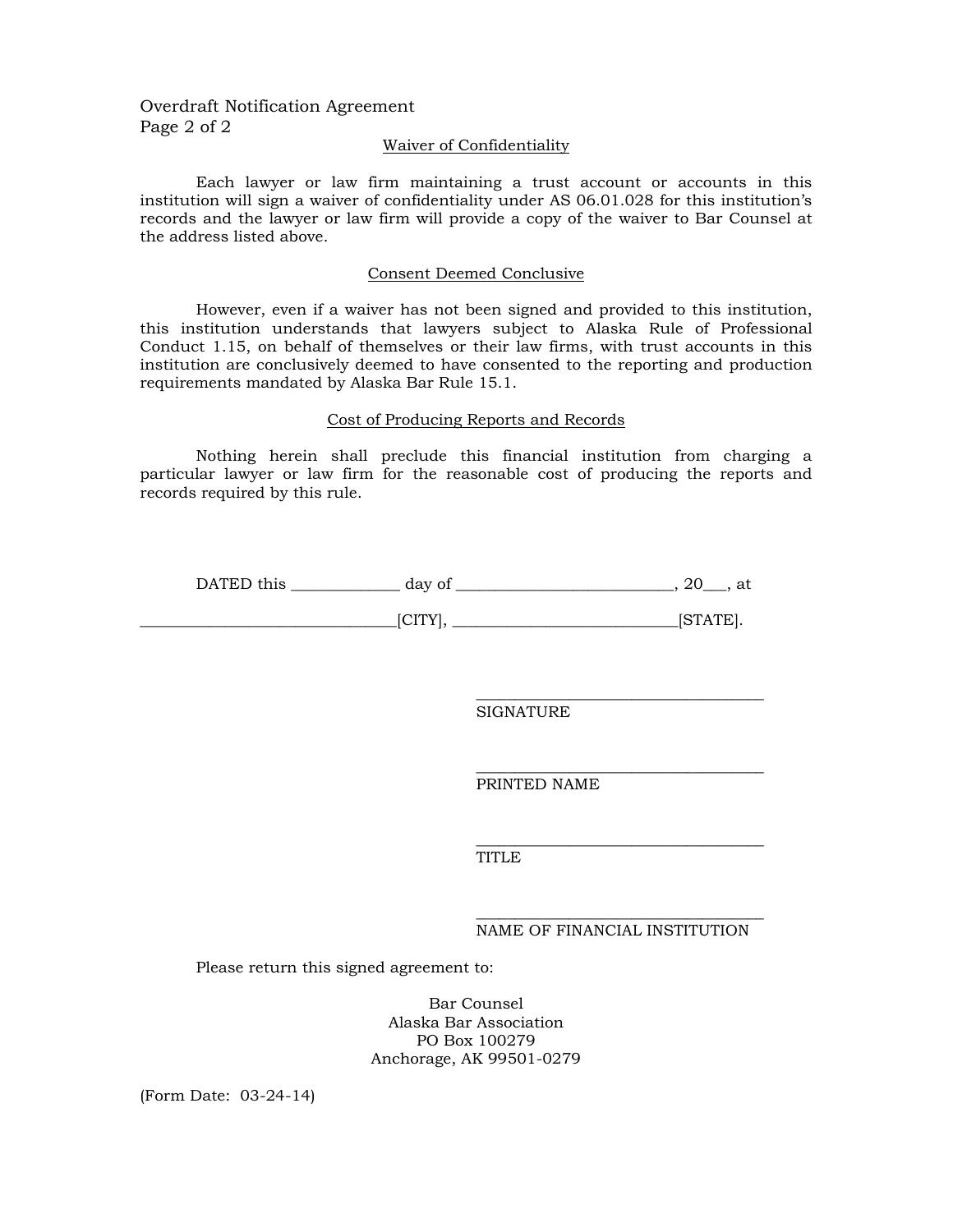Overdraft Notification Agreement
Page 2 of 2

## Waiver of Confidentiality

Each lawyer or law firm maintaining a trust account or accounts in this institution will sign a waiver of confidentiality under AS 06.01.028 for this institution's records and the lawyer or law firm will provide a copy of the waiver to Bar Counsel at the address listed above.

## Consent Deemed Conclusive

However, even if a waiver has not been signed and provided to this institution, this institution understands that lawyers subject to Alaska Rule of Professional Conduct 1.15, on behalf of themselves or their law firms, with trust accounts in this institution are conclusively deemed to have consented to the reporting and production requirements mandated by Alaska Bar Rule 15.1.

## Cost of Producing Reports and Records

Nothing herein shall preclude this financial institution from charging a particular lawyer or law firm for the reasonable cost of producing the reports and records required by this rule.

DATED this _____________ day of __________________________, 20___, at

______________________________[CITY], ___________________________[STATE].

___________________________________
SIGNATURE

___________________________________
PRINTED NAME

___________________________________
TITLE

___________________________________
NAME OF FINANCIAL INSTITUTION

Please return this signed agreement to:

Bar Counsel
Alaska Bar Association
PO Box 100279
Anchorage, AK 99501-0279

(Form Date: 03-24-14)